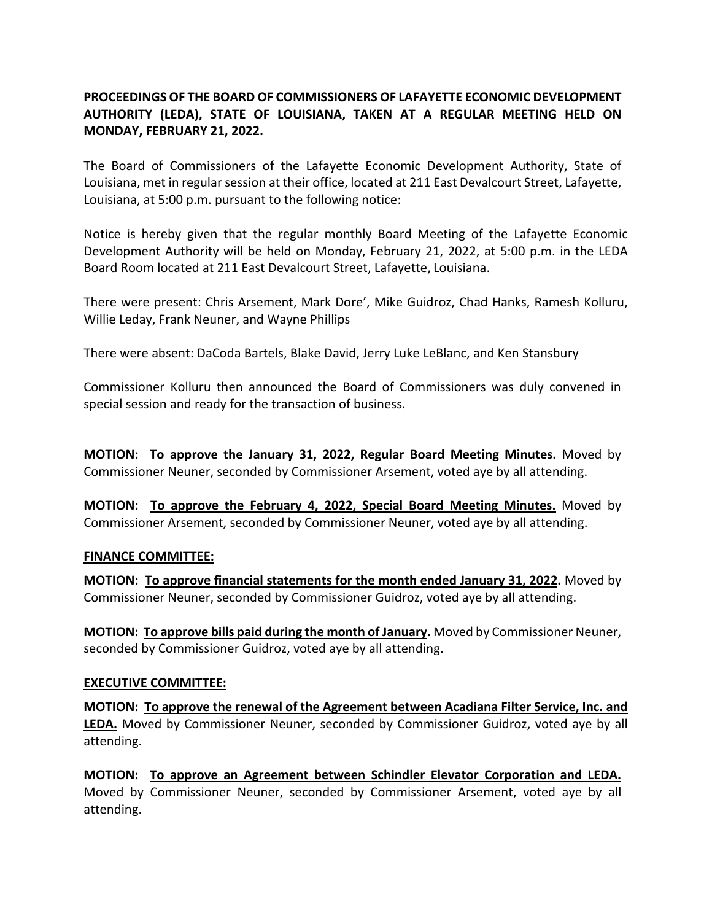**PROCEEDINGS OF THE BOARD OF COMMISSIONERS OF LAFAYETTE ECONOMIC DEVELOPMENT AUTHORITY (LEDA), STATE OF LOUISIANA, TAKEN AT A REGULAR MEETING HELD ON MONDAY, FEBRUARY 21, 2022.**

The Board of Commissioners of the Lafayette Economic Development Authority, State of Louisiana, met in regular session at their office, located at 211 East Devalcourt Street, Lafayette, Louisiana, at 5:00 p.m. pursuant to the following notice:

Notice is hereby given that the regular monthly Board Meeting of the Lafayette Economic Development Authority will be held on Monday, February 21, 2022, at 5:00 p.m. in the LEDA Board Room located at 211 East Devalcourt Street, Lafayette, Louisiana.

There were present: Chris Arsement, Mark Dore', Mike Guidroz, Chad Hanks, Ramesh Kolluru, Willie Leday, Frank Neuner, and Wayne Phillips

There were absent: DaCoda Bartels, Blake David, Jerry Luke LeBlanc, and Ken Stansbury

Commissioner Kolluru then announced the Board of Commissioners was duly convened in special session and ready for the transaction of business.

**MOTION: To approve the January 31, 2022, Regular Board Meeting Minutes.** Moved by Commissioner Neuner, seconded by Commissioner Arsement, voted aye by all attending.

**MOTION: To approve the February 4, 2022, Special Board Meeting Minutes.** Moved by Commissioner Arsement, seconded by Commissioner Neuner, voted aye by all attending.

**FINANCE COMMITTEE:**

**MOTION: To approve financial statements for the month ended January 31, 2022.** Moved by Commissioner Neuner, seconded by Commissioner Guidroz, voted aye by all attending.

**MOTION: To approve bills paid during the month of January.** Moved by Commissioner Neuner, seconded by Commissioner Guidroz, voted aye by all attending.

**EXECUTIVE COMMITTEE:**

**MOTION: To approve the renewal of the Agreement between Acadiana Filter Service, Inc. and LEDA.** Moved by Commissioner Neuner, seconded by Commissioner Guidroz, voted aye by all attending.

**MOTION: To approve an Agreement between Schindler Elevator Corporation and LEDA.** Moved by Commissioner Neuner, seconded by Commissioner Arsement, voted aye by all attending.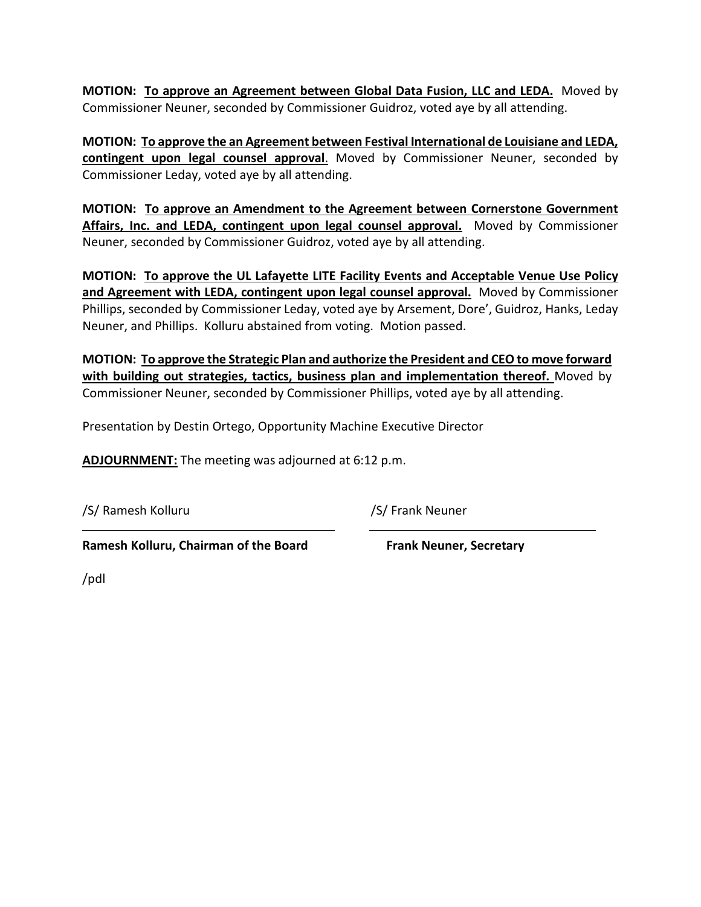**MOTION: To approve an Agreement between Global Data Fusion, LLC and LEDA.** Moved by Commissioner Neuner, seconded by Commissioner Guidroz, voted aye by all attending.

**MOTION: To approve the an Agreement between Festival International de Louisiane and LEDA, contingent upon legal counsel approval**. Moved by Commissioner Neuner, seconded by Commissioner Leday, voted aye by all attending.

**MOTION: To approve an Amendment to the Agreement between Cornerstone Government Affairs, Inc. and LEDA, contingent upon legal counsel approval.** Moved by Commissioner Neuner, seconded by Commissioner Guidroz, voted aye by all attending.

**MOTION: To approve the UL Lafayette LITE Facility Events and Acceptable Venue Use Policy and Agreement with LEDA, contingent upon legal counsel approval.** Moved by Commissioner Phillips, seconded by Commissioner Leday, voted aye by Arsement, Dore', Guidroz, Hanks, Leday Neuner, and Phillips. Kolluru abstained from voting. Motion passed.

**MOTION: To approve the Strategic Plan and authorize the President and CEO to move forward with building out strategies, tactics, business plan and implementation thereof.** Moved by Commissioner Neuner, seconded by Commissioner Phillips, voted aye by all attending.

Presentation by Destin Ortego, Opportunity Machine Executive Director

**ADJOURNMENT:** The meeting was adjourned at 6:12 p.m.

/S/ Ramesh Kolluru

**Ramesh Kolluru, Chairman of the Board**

/S/ Frank Neuner

**Frank Neuner, Secretary**

/pdl